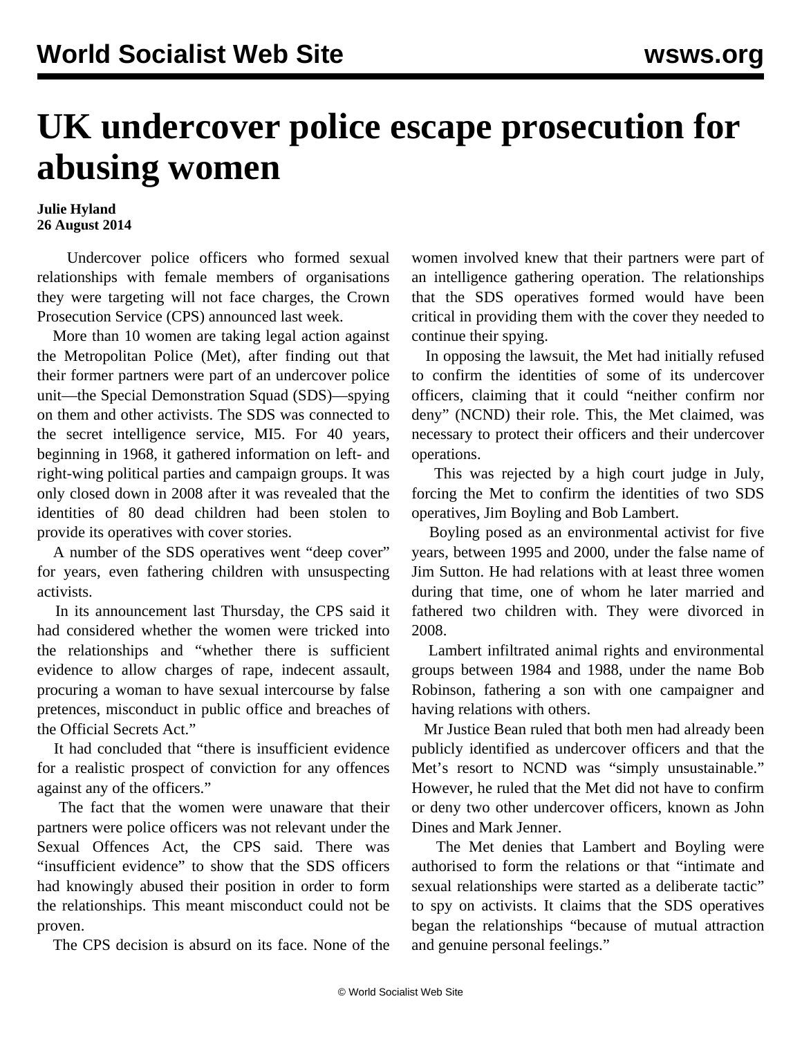# UK undercover police escape prosecution for abusing women

**Julie Hyland**
**26 August 2014**

Undercover police officers who formed sexual relationships with female members of organisations they were targeting will not face charges, the Crown Prosecution Service (CPS) announced last week.

More than 10 women are taking legal action against the Metropolitan Police (Met), after finding out that their former partners were part of an undercover police unit—the Special Demonstration Squad (SDS)—spying on them and other activists. The SDS was connected to the secret intelligence service, MI5. For 40 years, beginning in 1968, it gathered information on left- and right-wing political parties and campaign groups. It was only closed down in 2008 after it was revealed that the identities of 80 dead children had been stolen to provide its operatives with cover stories.

A number of the SDS operatives went "deep cover" for years, even fathering children with unsuspecting activists.

In its announcement last Thursday, the CPS said it had considered whether the women were tricked into the relationships and "whether there is sufficient evidence to allow charges of rape, indecent assault, procuring a woman to have sexual intercourse by false pretences, misconduct in public office and breaches of the Official Secrets Act."

It had concluded that "there is insufficient evidence for a realistic prospect of conviction for any offences against any of the officers."

The fact that the women were unaware that their partners were police officers was not relevant under the Sexual Offences Act, the CPS said. There was "insufficient evidence" to show that the SDS officers had knowingly abused their position in order to form the relationships. This meant misconduct could not be proven.

The CPS decision is absurd on its face. None of the women involved knew that their partners were part of an intelligence gathering operation. The relationships that the SDS operatives formed would have been critical in providing them with the cover they needed to continue their spying.

In opposing the lawsuit, the Met had initially refused to confirm the identities of some of its undercover officers, claiming that it could "neither confirm nor deny" (NCND) their role. This, the Met claimed, was necessary to protect their officers and their undercover operations.

This was rejected by a high court judge in July, forcing the Met to confirm the identities of two SDS operatives, Jim Boyling and Bob Lambert.

Boyling posed as an environmental activist for five years, between 1995 and 2000, under the false name of Jim Sutton. He had relations with at least three women during that time, one of whom he later married and fathered two children with. They were divorced in 2008.

Lambert infiltrated animal rights and environmental groups between 1984 and 1988, under the name Bob Robinson, fathering a son with one campaigner and having relations with others.

Mr Justice Bean ruled that both men had already been publicly identified as undercover officers and that the Met's resort to NCND was "simply unsustainable." However, he ruled that the Met did not have to confirm or deny two other undercover officers, known as John Dines and Mark Jenner.

The Met denies that Lambert and Boyling were authorised to form the relations or that "intimate and sexual relationships were started as a deliberate tactic" to spy on activists. It claims that the SDS operatives began the relationships "because of mutual attraction and genuine personal feelings."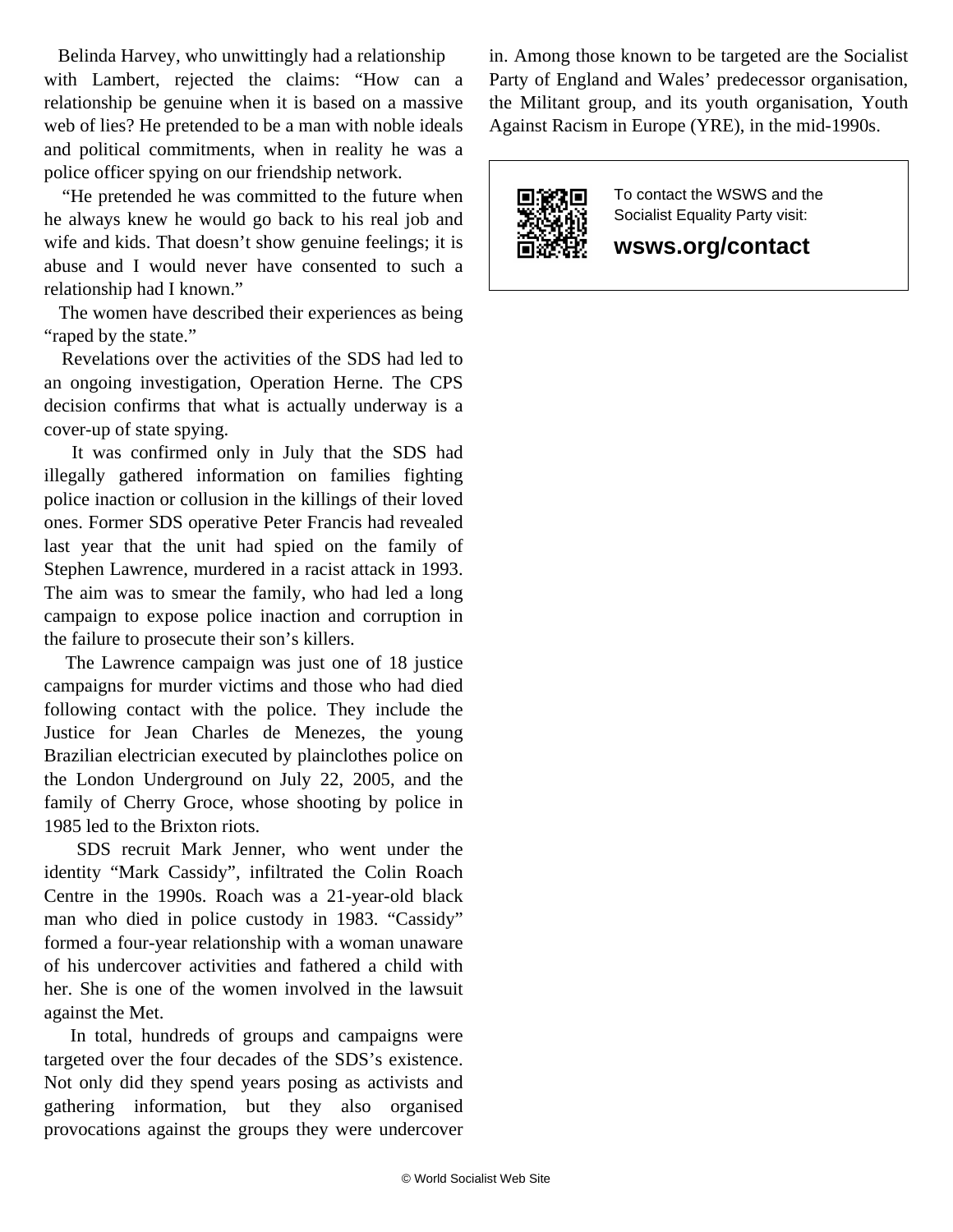Belinda Harvey, who unwittingly had a relationship with Lambert, rejected the claims: "How can a relationship be genuine when it is based on a massive web of lies? He pretended to be a man with noble ideals and political commitments, when in reality he was a police officer spying on our friendship network.

"He pretended he was committed to the future when he always knew he would go back to his real job and wife and kids. That doesn't show genuine feelings; it is abuse and I would never have consented to such a relationship had I known."

The women have described their experiences as being "raped by the state."

Revelations over the activities of the SDS had led to an ongoing investigation, Operation Herne. The CPS decision confirms that what is actually underway is a cover-up of state spying.

It was confirmed only in July that the SDS had illegally gathered information on families fighting police inaction or collusion in the killings of their loved ones. Former SDS operative Peter Francis had revealed last year that the unit had spied on the family of Stephen Lawrence, murdered in a racist attack in 1993. The aim was to smear the family, who had led a long campaign to expose police inaction and corruption in the failure to prosecute their son's killers.

The Lawrence campaign was just one of 18 justice campaigns for murder victims and those who had died following contact with the police. They include the Justice for Jean Charles de Menezes, the young Brazilian electrician executed by plainclothes police on the London Underground on July 22, 2005, and the family of Cherry Groce, whose shooting by police in 1985 led to the Brixton riots.

SDS recruit Mark Jenner, who went under the identity "Mark Cassidy", infiltrated the Colin Roach Centre in the 1990s. Roach was a 21-year-old black man who died in police custody in 1983. "Cassidy" formed a four-year relationship with a woman unaware of his undercover activities and fathered a child with her. She is one of the women involved in the lawsuit against the Met.

In total, hundreds of groups and campaigns were targeted over the four decades of the SDS's existence. Not only did they spend years posing as activists and gathering information, but they also organised provocations against the groups they were undercover in. Among those known to be targeted are the Socialist Party of England and Wales' predecessor organisation, the Militant group, and its youth organisation, Youth Against Racism in Europe (YRE), in the mid-1990s.

To contact the WSWS and the Socialist Equality Party visit:

**wsws.org/contact**